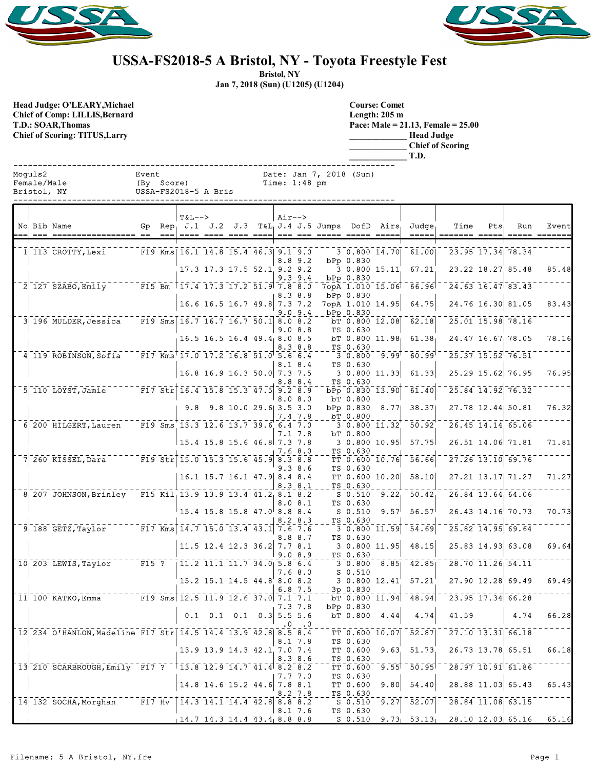# USSA-FS2018-5 A Bristol, NY - Toyota Freestyle Fest

**Bristol, NY**

**Jan 7, 2018 (Sun) (U1205) (U1204)**

**Head Judge: O'LEARY,Michael**
**Chief of Comp: LILLIS,Bernard**
**T.D.: SOAR,Thomas**
**Chief of Scoring: TITUS,Larry**

**Course: Comet**
**Length: 205 m**
**Pace: Male = 21.13, Female = 25.00**
**_____________ Head Judge**
**_____________ Chief of Scoring**
**_____________ T.D.**

```
Moguls2              Event                   Date: Jan 7, 2018 (Sun)
Female/Male          (By Score)              Time: 1:48 pm
Bristol, NY          USSA-FS2018-5 A Bris
```

| No | Bib | Name | Gp | Rep | T&L--> J.1 | J.2 | J.3 | T&L | Air--> J.4 | J.5 | Jumps | DofD | Airs | Judge | Time | Pts | Run | Event |
|---|---|---|---|---|---|---|---|---|---|---|---|---|---|---|---|---|---|---|
| 1 | 113 | CROTTY,Lexi | F19 | Kms | 16.1 | 14.8 | 15.4 | 46.3 | 9.1 | 9.0 | 3 | 0.800 | 14.70 | 61.00 | 23.95 | 17.34 | 78.34 | |
| | | | | | | | | | 8.8 | 9.2 | bPp | 0.830 | | | | | | |
| | | | | | 17.3 | 17.3 | 17.5 | 52.1 | 9.2 | 9.2 | 3 | 0.800 | 15.11 | 67.21 | 23.22 | 18.27 | 85.48 | 85.48 |
| | | | | | | | | | 9.3 | 9.4 | bPp | 0.830 | | | | | | |
| 2 | 127 | SZABO,Emily | F15 | Bm | 17.4 | 17.3 | 17.2 | 51.9 | 7.8 | 8.0 | 7opA | 1.010 | 15.06 | 66.96 | 24.63 | 16.47 | 83.43 | |
| | | | | | | | | | 8.3 | 8.8 | bPp | 0.830 | | | | | | |
| | | | | | 16.6 | 16.5 | 16.7 | 49.8 | 7.3 | 7.2 | 7opA | 1.010 | 14.95 | 64.75 | 24.76 | 16.30 | 81.05 | 83.43 |
| | | | | | | | | | 9.0 | 9.4 | bPp | 0.830 | | | | | | |
| 3 | 196 | MULDER,Jessica | F19 | Sms | 16.7 | 16.7 | 16.7 | 50.1 | 8.0 | 8.2 | bT | 0.800 | 12.08 | 62.18 | 25.01 | 15.98 | 78.16 | |
| | | | | | | | | | 9.0 | 8.8 | TS | 0.630 | | | | | | |
| | | | | | 16.5 | 16.5 | 16.4 | 49.4 | 8.0 | 8.5 | bT | 0.800 | 11.98 | 61.38 | 24.47 | 16.67 | 78.05 | 78.16 |
| | | | | | | | | | 8.3 | 8.8 | TS | 0.630 | | | | | | |
| 4 | 119 | ROBINSON,Sofia | F17 | Kms | 17.0 | 17.2 | 16.8 | 51.0 | 5.6 | 6.4 | 3 | 0.800 | 9.99 | 60.99 | 25.37 | 15.52 | 76.51 | |
| | | | | | | | | | 8.1 | 8.4 | TS | 0.630 | | | | | | |
| | | | | | 16.8 | 16.9 | 16.3 | 50.0 | 7.3 | 7.5 | 3 | 0.800 | 11.33 | 61.33 | 25.29 | 15.62 | 76.95 | 76.95 |
| | | | | | | | | | 8.8 | 8.4 | TS | 0.630 | | | | | | |
| 5 | 110 | LOYST,Jamie | F17 | Str | 16.4 | 15.8 | 15.3 | 47.5 | 9.2 | 8.9 | bPp | 0.830 | 13.90 | 61.40 | 25.84 | 14.92 | 76.32 | |
| | | | | | | | | | 8.0 | 8.0 | bT | 0.800 | | | | | | |
| | | | | | 9.8 | 9.8 | 10.0 | 29.6 | 3.5 | 3.0 | bPp | 0.830 | 8.77 | 38.37 | 27.78 | 12.44 | 50.81 | 76.32 |
| | | | | | | | | | 7.4 | 7.8 | bT | 0.800 | | | | | | |
| 6 | 200 | HILGERT,Lauren | F19 | Sms | 13.3 | 12.6 | 13.7 | 39.6 | 6.4 | 7.0 | 3 | 0.800 | 11.32 | 50.92 | 26.45 | 14.14 | 65.06 | |
| | | | | | | | | | 7.1 | 7.8 | bT | 0.800 | | | | | | |
| | | | | | 15.4 | 15.8 | 15.6 | 46.8 | 7.3 | 7.8 | 3 | 0.800 | 10.95 | 57.75 | 26.51 | 14.06 | 71.81 | 71.81 |
| | | | | | | | | | 7.6 | 8.0 | TS | 0.630 | | | | | | |
| 7 | 260 | KISSEL,Dara | F19 | Str | 15.0 | 15.3 | 15.6 | 45.9 | 8.3 | 8.8 | TT | 0.600 | 10.76 | 56.66 | 27.26 | 13.10 | 69.76 | |
| | | | | | | | | | 9.3 | 8.6 | TS | 0.630 | | | | | | |
| | | | | | 16.1 | 15.7 | 16.1 | 47.9 | 8.4 | 8.4 | TT | 0.600 | 10.20 | 58.10 | 27.21 | 13.17 | 71.27 | 71.27 |
| | | | | | | | | | 8.3 | 8.1 | TS | 0.630 | | | | | | |
| 8 | 207 | JOHNSON,Brinley | F15 | Kil | 13.9 | 13.9 | 13.4 | 41.2 | 8.1 | 8.2 | S | 0.510 | 9.22 | 50.42 | 26.84 | 13.64 | 64.06 | |
| | | | | | | | | | 8.0 | 8.1 | TS | 0.630 | | | | | | |
| | | | | | 15.4 | 15.8 | 15.8 | 47.0 | 8.8 | 8.4 | S | 0.510 | 9.57 | 56.57 | 26.43 | 14.16 | 70.73 | 70.73 |
| | | | | | | | | | 8.2 | 8.3 | TS | 0.630 | | | | | | |
| 9 | 188 | GETZ,Taylor | F17 | Kms | 14.7 | 15.0 | 13.4 | 43.1 | 7.6 | 7.6 | 3 | 0.800 | 11.59 | 54.69 | 25.82 | 14.95 | 69.64 | |
| | | | | | | | | | 8.8 | 8.7 | TS | 0.630 | | | | | | |
| | | | | | 11.5 | 12.4 | 12.3 | 36.2 | 7.7 | 8.1 | 3 | 0.800 | 11.95 | 48.15 | 25.83 | 14.93 | 63.08 | 69.64 |
| | | | | | | | | | 9.0 | 8.9 | TS | 0.630 | | | | | | |
| 10 | 203 | LEWIS,Taylor | F15 | ? | 11.2 | 11.1 | 11.7 | 34.0 | 5.8 | 6.4 | 3 | 0.800 | 8.85 | 42.85 | 28.70 | 11.26 | 54.11 | |
| | | | | | | | | | 7.6 | 8.0 | S | 0.510 | | | | | | |
| | | | | | 15.2 | 15.1 | 14.5 | 44.8 | 8.0 | 8.2 | 3 | 0.800 | 12.41 | 57.21 | 27.90 | 12.28 | 69.49 | 69.49 |
| | | | | | | | | | 6.8 | 7.5 | 3p | 0.830 | | | | | | |
| 11 | 100 | KATKO,Emma | F19 | Sms | 12.5 | 11.9 | 12.6 | 37.0 | 7.1 | 7.1 | bT | 0.800 | 11.94 | 48.94 | 23.95 | 17.34 | 66.28 | |
| | | | | | | | | | 7.3 | 7.8 | bPp | 0.830 | | | | | | |
| | | | | | 0.1 | 0.1 | 0.1 | 0.3 | 5.5 | 5.6 | bT | 0.800 | 4.44 | 4.74 | 41.59 | | 4.74 | 66.28 |
| | | | | | | | | | .0 | .0 | | | | | | | | |
| 12 | 234 | O'HANLON,Madeline | F17 | Str | 14.5 | 14.4 | 13.9 | 42.8 | 8.5 | 8.4 | TT | 0.600 | 10.07 | 52.87 | 27.10 | 13.31 | 66.18 | |
| | | | | | | | | | 8.1 | 7.8 | TS | 0.630 | | | | | | |
| | | | | | 13.9 | 13.9 | 14.3 | 42.1 | 7.0 | 7.4 | TT | 0.600 | 9.63 | 51.73 | 26.73 | 13.78 | 65.51 | 66.18 |
| | | | | | | | | | 8.3 | 8.6 | TS | 0.630 | | | | | | |
| 13 | 210 | SCARBROUGH,Emily | F17 | ? | 13.8 | 12.9 | 14.7 | 41.4 | 8.2 | 8.2 | TT | 0.600 | 9.55 | 50.95 | 28.97 | 10.91 | 61.86 | |
| | | | | | | | | | 7.7 | 7.0 | TS | 0.630 | | | | | | |
| | | | | | 14.8 | 14.6 | 15.2 | 44.6 | 7.8 | 8.1 | TT | 0.600 | 9.80 | 54.40 | 28.88 | 11.03 | 65.43 | 65.43 |
| | | | | | | | | | 8.2 | 7.8 | TS | 0.630 | | | | | | |
| 14 | 132 | SOCHA,Morghan | F17 | Hv | 14.3 | 14.1 | 14.4 | 42.8 | 8.8 | 8.2 | S | 0.510 | 9.27 | 52.07 | 28.84 | 11.08 | 63.15 | |
| | | | | | | | | | 8.1 | 7.6 | TS | 0.630 | | | | | | |
| | | | | | 14.7 | 14.3 | 14.4 | 43.4 | 8.8 | 8.8 | S | 0.510 | 9.73 | 53.13 | 28.10 | 12.03 | 65.16 | 65.16 |

Filename: 5 A Bristol, NY.fre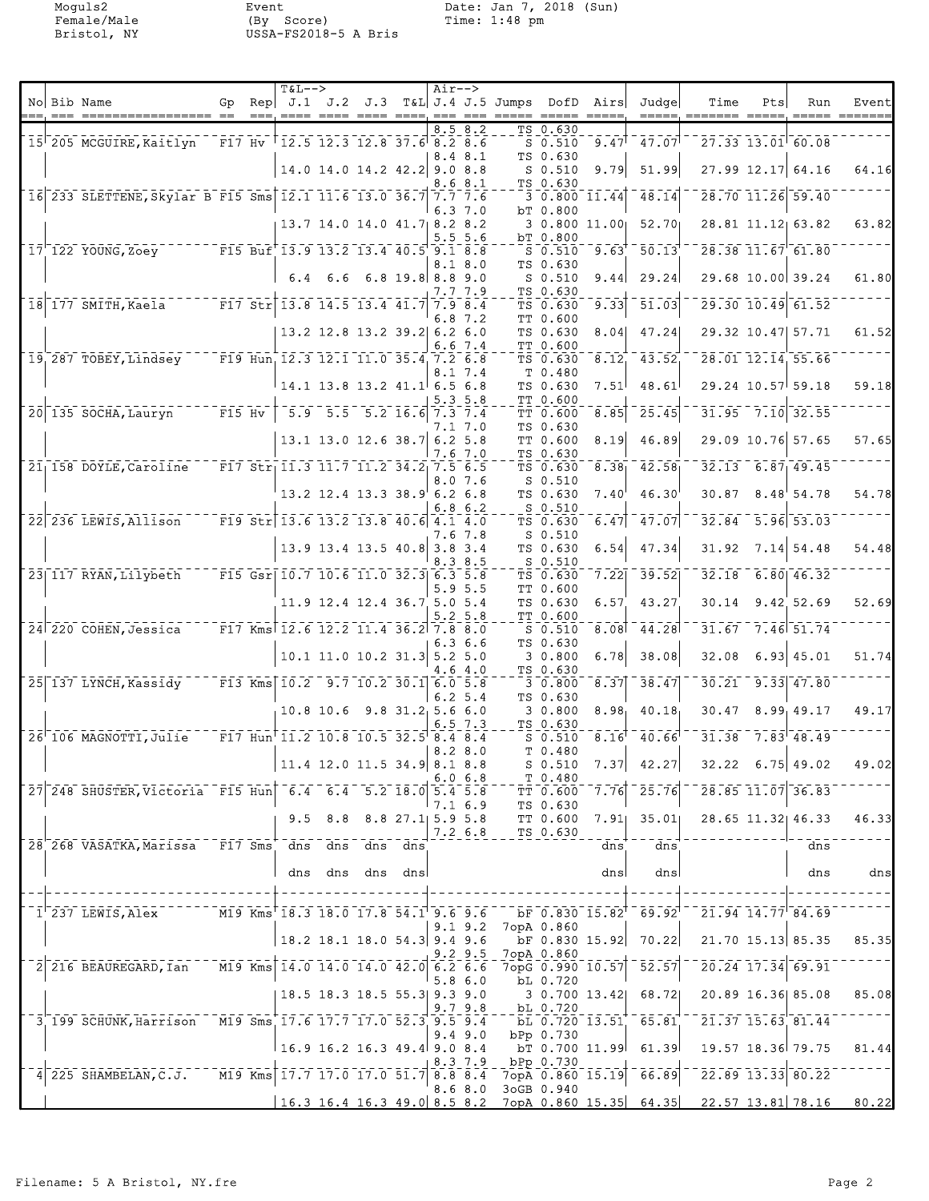| No | Bib | Name | Gp | Rep | J.1 | J.2 | J.3 | T&L | J.4 | J.5 | Jumps | DofD | Airs | Judge | Time | Pts | Run | Event |
|---|---|---|---|---|---|---|---|---|---|---|---|---|---|---|---|---|---|---|
| | | | | | | | | | 8.5 | 8.2 | TS | 0.630 | | | | | | |
| 15 | 205 | MCGUIRE, Kaitlyn | F17 | Hv | 12.5 | 12.3 | 12.8 | 37.6 | 8.2 | 8.6 | S | 0.510 | 9.47 | 47.07 | 27.33 | 13.01 | 60.08 | |
| | | | | | | | | | 8.4 | 8.1 | TS | 0.630 | | | | | | |
| | | | | | 14.0 | 14.0 | 14.2 | 42.2 | 9.0 | 8.8 | S | 0.510 | 9.79 | 51.99 | 27.99 | 12.17 | 64.16 | 64.16 |
| | | | | | | | | | 8.6 | 8.1 | TS | 0.630 | | | | | | |
| 16 | 233 | SLETTENE, Skylar B | F15 | Sms | 12.1 | 11.6 | 13.0 | 36.7 | 7.7 | 7.6 | 3 | 0.800 | 11.44 | 48.14 | 28.70 | 11.26 | 59.40 | |
| | | | | | | | | | 6.3 | 7.0 | bT | 0.800 | | | | | | |
| | | | | | 13.7 | 14.0 | 14.0 | 41.7 | 8.2 | 8.2 | 3 | 0.800 | 11.00 | 52.70 | 28.81 | 11.12 | 63.82 | 63.82 |
| | | | | | | | | | 5.5 | 5.6 | bT | 0.800 | | | | | | |
| 17 | 122 | YOUNG, Zoey | F15 | Buf | 13.9 | 13.2 | 13.4 | 40.5 | 9.1 | 8.8 | S | 0.510 | 9.63 | 50.13 | 28.38 | 11.67 | 61.80 | |
| | | | | | | | | | 8.1 | 8.0 | TS | 0.630 | | | | | | |
| | | | | | 6.4 | 6.6 | 6.8 | 19.8 | 8.8 | 9.0 | S | 0.510 | 9.44 | 29.24 | 29.68 | 10.00 | 39.24 | 61.80 |
| | | | | | | | | | 7.7 | 7.9 | TS | 0.630 | | | | | | |
| 18 | 177 | SMITH, Kaela | F17 | Str | 13.8 | 14.5 | 13.4 | 41.7 | 7.9 | 8.4 | TS | 0.630 | 9.33 | 51.03 | 29.30 | 10.49 | 61.52 | |
| | | | | | | | | | 6.8 | 7.2 | TT | 0.600 | | | | | | |
| | | | | | 13.2 | 12.8 | 13.2 | 39.2 | 6.2 | 6.0 | TS | 0.630 | 8.04 | 47.24 | 29.32 | 10.47 | 57.71 | 61.52 |
| | | | | | | | | | 6.6 | 7.4 | TT | 0.600 | | | | | | |
| 19 | 287 | TOBEY, Lindsey | F19 | Hun | 12.3 | 12.1 | 11.0 | 35.4 | 7.2 | 6.8 | TS | 0.630 | 8.12 | 43.52 | 28.01 | 12.14 | 55.66 | |
| | | | | | | | | | 8.1 | 7.4 | T | 0.480 | | | | | | |
| | | | | | 14.1 | 13.8 | 13.2 | 41.1 | 6.5 | 6.8 | TS | 0.630 | 7.51 | 48.61 | 29.24 | 10.57 | 59.18 | 59.18 |
| | | | | | | | | | 5.3 | 5.8 | TT | 0.600 | | | | | | |
| 20 | 135 | SOCHA, Lauryn | F15 | Hv | 5.9 | 5.5 | 5.2 | 16.6 | 7.3 | 7.4 | TT | 0.600 | 8.85 | 25.45 | 31.95 | 7.10 | 32.55 | |
| | | | | | | | | | 7.1 | 7.0 | TS | 0.630 | | | | | | |
| | | | | | 13.1 | 13.0 | 12.6 | 38.7 | 6.2 | 5.8 | TT | 0.600 | 8.19 | 46.89 | 29.09 | 10.76 | 57.65 | 57.65 |
| | | | | | | | | | 7.6 | 7.0 | TS | 0.630 | | | | | | |
| 21 | 158 | DOYLE, Caroline | F17 | Str | 11.3 | 11.7 | 11.2 | 34.2 | 7.5 | 6.5 | TS | 0.630 | 8.38 | 42.58 | 32.13 | 6.87 | 49.45 | |
| | | | | | | | | | 8.0 | 7.6 | S | 0.510 | | | | | | |
| | | | | | 13.2 | 12.4 | 13.3 | 38.9 | 6.2 | 6.8 | TS | 0.630 | 7.40 | 46.30 | 30.87 | 8.48 | 54.78 | 54.78 |
| | | | | | | | | | 6.8 | 6.2 | S | 0.510 | | | | | | |
| 22 | 236 | LEWIS, Allison | F19 | Str | 13.6 | 13.2 | 13.8 | 40.6 | 4.1 | 4.0 | TS | 0.630 | 6.47 | 47.07 | 32.84 | 5.96 | 53.03 | |
| | | | | | | | | | 7.6 | 7.8 | S | 0.510 | | | | | | |
| | | | | | 13.9 | 13.4 | 13.5 | 40.8 | 3.8 | 3.4 | TS | 0.630 | 6.54 | 47.34 | 31.92 | 7.14 | 54.48 | 54.48 |
| | | | | | | | | | 8.3 | 8.5 | S | 0.510 | | | | | | |
| 23 | 117 | RYAN, Lilybeth | F15 | Gsr | 10.7 | 10.6 | 11.0 | 32.3 | 6.3 | 5.8 | TS | 0.630 | 7.22 | 39.52 | 32.18 | 6.80 | 46.32 | |
| | | | | | | | | | 5.9 | 5.5 | TT | 0.600 | | | | | | |
| | | | | | 11.9 | 12.4 | 12.4 | 36.7 | 5.0 | 5.4 | TS | 0.630 | 6.57 | 43.27 | 30.14 | 9.42 | 52.69 | 52.69 |
| | | | | | | | | | 5.2 | 5.8 | TT | 0.600 | | | | | | |
| 24 | 220 | COHEN, Jessica | F17 | Kms | 12.6 | 12.2 | 11.4 | 36.2 | 7.8 | 8.0 | S | 0.510 | 8.08 | 44.28 | 31.67 | 7.46 | 51.74 | |
| | | | | | | | | | 6.3 | 6.6 | TS | 0.630 | | | | | | |
| | | | | | 10.1 | 11.0 | 10.2 | 31.3 | 5.2 | 5.0 | 3 | 0.800 | 6.78 | 38.08 | 32.08 | 6.93 | 45.01 | 51.74 |
| | | | | | | | | | 4.6 | 4.0 | TS | 0.630 | | | | | | |
| 25 | 137 | LYNCH, Kassidy | F13 | Kms | 10.2 | 9.7 | 10.2 | 30.1 | 6.0 | 5.8 | 3 | 0.800 | 8.37 | 38.47 | 30.21 | 9.33 | 47.80 | |
| | | | | | | | | | 6.2 | 5.4 | TS | 0.630 | | | | | | |
| | | | | | 10.8 | 10.6 | 9.8 | 31.2 | 5.6 | 6.0 | 3 | 0.800 | 8.98 | 40.18 | 30.47 | 8.99 | 49.17 | 49.17 |
| | | | | | | | | | 6.5 | 7.3 | TS | 0.630 | | | | | | |
| 26 | 106 | MAGNOTTI, Julie | F17 | Hun | 11.2 | 10.8 | 10.5 | 32.5 | 8.4 | 8.4 | S | 0.510 | 8.16 | 40.66 | 31.38 | 7.83 | 48.49 | |
| | | | | | | | | | 8.2 | 8.0 | T | 0.480 | | | | | | |
| | | | | | 11.4 | 12.0 | 11.5 | 34.9 | 8.1 | 8.8 | S | 0.510 | 7.37 | 42.27 | 32.22 | 6.75 | 49.02 | 49.02 |
| | | | | | | | | | 6.0 | 6.8 | T | 0.480 | | | | | | |
| 27 | 248 | SHUSTER, Victoria | F15 | Hun | 6.4 | 6.4 | 5.2 | 18.0 | 5.4 | 5.8 | TT | 0.600 | 7.76 | 25.76 | 28.85 | 11.07 | 36.83 | |
| | | | | | | | | | 7.1 | 6.9 | TS | 0.630 | | | | | | |
| | | | | | 9.5 | 8.8 | 8.8 | 27.1 | 5.9 | 5.8 | TT | 0.600 | 7.91 | 35.01 | 28.65 | 11.32 | 46.33 | 46.33 |
| | | | | | | | | | 7.2 | 6.8 | TS | 0.630 | | | | | | |
| 28 | 268 | VASATKA, Marissa | F17 | Sms | dns | dns | dns | dns | | | | | dns | dns | | | dns | |
| | | | | | dns | dns | dns | dns | | | | | dns | dns | | | dns | dns |
| | | | | | | | | | | | | | | | | | | |
| 1 | 237 | LEWIS, Alex | M19 | Kms | 18.3 | 18.0 | 17.8 | 54.1 | 9.6 | 9.6 | bF | 0.830 | 15.82 | 69.92 | 21.94 | 14.77 | 84.69 | |
| | | | | | | | | | 9.1 | 9.2 | 7opA | 0.860 | | | | | | |
| | | | | | 18.2 | 18.1 | 18.0 | 54.3 | 9.4 | 9.6 | bF | 0.830 | 15.92 | 70.22 | 21.70 | 15.13 | 85.35 | 85.35 |
| | | | | | | | | | 9.2 | 9.5 | 7opA | 0.860 | | | | | | |
| 2 | 216 | BEAUREGARD, Ian | M19 | Kms | 14.0 | 14.0 | 14.0 | 42.0 | 6.2 | 6.6 | 7opG | 0.990 | 10.57 | 52.57 | 20.24 | 17.34 | 69.91 | |
| | | | | | | | | | 5.8 | 6.0 | bL | 0.720 | | | | | | |
| | | | | | 18.5 | 18.3 | 18.5 | 55.3 | 9.3 | 9.0 | 3 | 0.700 | 13.42 | 68.72 | 20.89 | 16.36 | 85.08 | 85.08 |
| | | | | | | | | | 9.7 | 9.8 | bL | 0.720 | | | | | | |
| 3 | 199 | SCHUNK, Harrison | M19 | Sms | 17.6 | 17.7 | 17.0 | 52.3 | 9.5 | 9.4 | bL | 0.720 | 13.51 | 65.81 | 21.37 | 15.63 | 81.44 | |
| | | | | | | | | | 9.4 | 9.0 | bPp | 0.730 | | | | | | |
| | | | | | 16.9 | 16.2 | 16.3 | 49.4 | 9.0 | 8.4 | bT | 0.700 | 11.99 | 61.39 | 19.57 | 18.36 | 79.75 | 81.44 |
| | | | | | | | | | 8.3 | 7.9 | bPp | 0.730 | | | | | | |
| 4 | 225 | SHAMBELAN, C.J. | M19 | Kms | 17.7 | 17.0 | 17.0 | 51.7 | 8.8 | 8.4 | 7opA | 0.860 | 15.19 | 66.89 | 22.89 | 13.33 | 80.22 | |
| | | | | | | | | | 8.6 | 8.0 | 3oGB | 0.940 | | | | | | |
| | | | | | 16.3 | 16.4 | 16.3 | 49.0 | 8.5 | 8.2 | 7opA | 0.860 | 15.35 | 64.35 | 22.57 | 13.81 | 78.16 | 80.22 |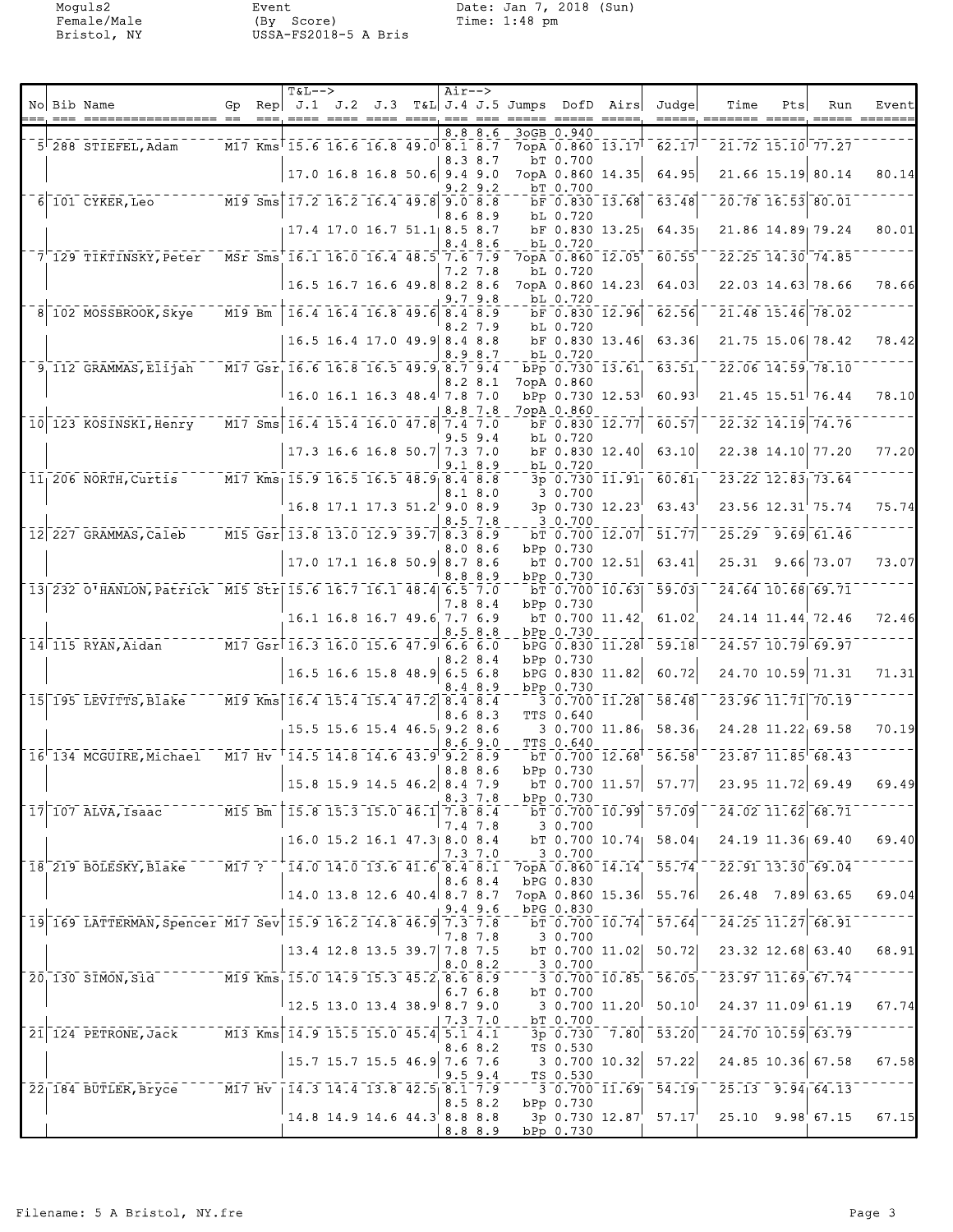Moguls2 Event Date: Jan 7, 2018 (Sun)
Female/Male (By Score) Time: 1:48 pm
Bristol, NY USSA-FS2018-5 A Bris

| No | Bib | Name | Gp | Rep | J.1 | J.2 | J.3 | T&L | J.4 | J.5 | Jumps | DofD | Airs | Judge | Time | Pts | Run | Event |
|---|---|---|---|---|---|---|---|---|---|---|---|---|---|---|---|---|---|---|
| | | | | | | | | | 8.8 | 8.6 | 3oGB | 0.940 | | | | | | |
| 5 | 288 | STIEFEL,Adam | M17 | Kms | 15.6 | 16.6 | 16.8 | 49.0 | 8.1 | 8.7 | 7opA | 0.860 | 13.17 | 62.17 | 21.72 | 15.10 | 77.27 | |
| | | | | | | | | | 8.3 | 8.7 | bT | 0.700 | | | | | | |
| | | | | | 17.0 | 16.8 | 16.8 | 50.6 | 9.4 | 9.0 | 7opA | 0.860 | 14.35 | 64.95 | 21.66 | 15.19 | 80.14 | 80.14 |
| | | | | | | | | | 9.2 | 9.2 | bT | 0.700 | | | | | | |
| 6 | 101 | CYKER,Leo | M19 | Sms | 17.2 | 16.2 | 16.4 | 49.8 | 9.0 | 8.8 | bF | 0.830 | 13.68 | 63.48 | 20.78 | 16.53 | 80.01 | |
| | | | | | | | | | 8.6 | 8.9 | bL | 0.720 | | | | | | |
| | | | | | 17.4 | 17.0 | 16.7 | 51.1 | 8.5 | 8.7 | bF | 0.830 | 13.25 | 64.35 | 21.86 | 14.89 | 79.24 | 80.01 |
| | | | | | | | | | 8.4 | 8.6 | bL | 0.720 | | | | | | |
| 7 | 129 | TIKTINSKY,Peter | MSr | Sms | 16.1 | 16.0 | 16.4 | 48.5 | 7.6 | 7.9 | 7opA | 0.860 | 12.05 | 60.55 | 22.25 | 14.30 | 74.85 | |
| | | | | | | | | | 7.2 | 7.8 | bL | 0.720 | | | | | | |
| | | | | | 16.5 | 16.7 | 16.6 | 49.8 | 8.2 | 8.6 | 7opA | 0.860 | 14.23 | 64.03 | 22.03 | 14.63 | 78.66 | 78.66 |
| | | | | | | | | | 9.7 | 9.8 | bL | 0.720 | | | | | | |
| 8 | 102 | MOSSBROOK,Skye | M19 | Bm | 16.4 | 16.4 | 16.8 | 49.6 | 8.4 | 8.9 | bF | 0.830 | 12.96 | 62.56 | 21.48 | 15.46 | 78.02 | |
| | | | | | | | | | 8.2 | 7.9 | bL | 0.720 | | | | | | |
| | | | | | 16.5 | 16.4 | 17.0 | 49.9 | 8.4 | 8.8 | bF | 0.830 | 13.46 | 63.36 | 21.75 | 15.06 | 78.42 | 78.42 |
| | | | | | | | | | 8.9 | 8.7 | bL | 0.720 | | | | | | |
| 9 | 112 | GRAMMAS,Elijah | M17 | Gsr | 16.6 | 16.8 | 16.5 | 49.9 | 8.7 | 9.4 | bPp | 0.730 | 13.61 | 63.51 | 22.06 | 14.59 | 78.10 | |
| | | | | | | | | | 8.2 | 8.1 | 7opA | 0.860 | | | | | | |
| | | | | | 16.0 | 16.1 | 16.3 | 48.4 | 7.8 | 7.0 | bPp | 0.730 | 12.53 | 60.93 | 21.45 | 15.51 | 76.44 | 78.10 |
| | | | | | | | | | 8.8 | 7.8 | 7opA | 0.860 | | | | | | |
| 10 | 123 | KOSINSKI,Henry | M17 | Sms | 16.4 | 15.4 | 16.0 | 47.8 | 7.4 | 7.0 | bF | 0.830 | 12.77 | 60.57 | 22.32 | 14.19 | 74.76 | |
| | | | | | | | | | 9.5 | 9.4 | bL | 0.720 | | | | | | |
| | | | | | 17.3 | 16.6 | 16.8 | 50.7 | 7.3 | 7.0 | bF | 0.830 | 12.40 | 63.10 | 22.38 | 14.10 | 77.20 | 77.20 |
| | | | | | | | | | 9.1 | 8.9 | bL | 0.720 | | | | | | |
| 11 | 206 | NORTH,Curtis | M17 | Kms | 15.9 | 16.5 | 16.5 | 48.9 | 8.4 | 8.8 | 3p | 0.730 | 11.91 | 60.81 | 23.22 | 12.83 | 73.64 | |
| | | | | | | | | | 8.1 | 8.0 | 3 | 0.700 | | | | | | |
| | | | | | 16.8 | 17.1 | 17.3 | 51.2 | 9.0 | 8.9 | 3p | 0.730 | 12.23 | 63.43 | 23.56 | 12.31 | 75.74 | 75.74 |
| | | | | | | | | | 8.5 | 7.8 | 3 | 0.700 | | | | | | |
| 12 | 227 | GRAMMAS,Caleb | M15 | Gsr | 13.8 | 13.0 | 12.9 | 39.7 | 8.3 | 8.9 | bT | 0.700 | 12.07 | 51.77 | 25.29 | 9.69 | 61.46 | |
| | | | | | | | | | 8.0 | 8.6 | bPp | 0.730 | | | | | | |
| | | | | | 17.0 | 17.1 | 16.8 | 50.9 | 8.7 | 8.6 | bT | 0.700 | 12.51 | 63.41 | 25.31 | 9.66 | 73.07 | 73.07 |
| | | | | | | | | | 8.8 | 8.9 | bPp | 0.730 | | | | | | |
| 13 | 232 | O'HANLON,Patrick | M15 | Str | 15.6 | 16.7 | 16.1 | 48.4 | 6.5 | 7.0 | bT | 0.700 | 10.63 | 59.03 | 24.64 | 10.68 | 69.71 | |
| | | | | | | | | | 7.8 | 8.4 | bPp | 0.730 | | | | | | |
| | | | | | 16.1 | 16.8 | 16.7 | 49.6 | 7.7 | 6.9 | bT | 0.700 | 11.42 | 61.02 | 24.14 | 11.44 | 72.46 | 72.46 |
| | | | | | | | | | 8.5 | 8.8 | bPp | 0.730 | | | | | | |
| 14 | 115 | RYAN,Aidan | M17 | Gsr | 16.3 | 16.0 | 15.6 | 47.9 | 6.6 | 6.0 | bPG | 0.830 | 11.28 | 59.18 | 24.57 | 10.79 | 69.97 | |
| | | | | | | | | | 8.2 | 8.4 | bPp | 0.730 | | | | | | |
| | | | | | 16.5 | 16.6 | 15.8 | 48.9 | 6.5 | 6.8 | bPG | 0.830 | 11.82 | 60.72 | 24.70 | 10.59 | 71.31 | 71.31 |
| | | | | | | | | | 8.4 | 8.9 | bPp | 0.730 | | | | | | |
| 15 | 195 | LEVITTS,Blake | M19 | Kms | 16.4 | 15.4 | 15.4 | 47.2 | 8.4 | 8.4 | 3 | 0.700 | 11.28 | 58.48 | 23.96 | 11.71 | 70.19 | |
| | | | | | | | | | 8.6 | 8.3 | TTS | 0.640 | | | | | | |
| | | | | | 15.5 | 15.6 | 15.4 | 46.5 | 9.2 | 8.6 | 3 | 0.700 | 11.86 | 58.36 | 24.28 | 11.22 | 69.58 | 70.19 |
| | | | | | | | | | 8.6 | 9.0 | TTS | 0.640 | | | | | | |
| 16 | 134 | MCGUIRE,Michael | M17 | Hv | 14.5 | 14.8 | 14.6 | 43.9 | 9.2 | 8.9 | bT | 0.700 | 12.68 | 56.58 | 23.87 | 11.85 | 68.43 | |
| | | | | | | | | | 8.8 | 8.6 | bPp | 0.730 | | | | | | |
| | | | | | 15.8 | 15.9 | 14.5 | 46.2 | 8.4 | 7.9 | bT | 0.700 | 11.57 | 57.77 | 23.95 | 11.72 | 69.49 | 69.49 |
| | | | | | | | | | 8.3 | 7.8 | bPp | 0.730 | | | | | | |
| 17 | 107 | ALVA,Isaac | M15 | Bm | 15.8 | 15.3 | 15.0 | 46.1 | 7.8 | 8.4 | bT | 0.700 | 10.99 | 57.09 | 24.02 | 11.62 | 68.71 | |
| | | | | | | | | | 7.4 | 7.8 | 3 | 0.700 | | | | | | |
| | | | | | 16.0 | 15.2 | 16.1 | 47.3 | 8.0 | 8.4 | bT | 0.700 | 10.74 | 58.04 | 24.19 | 11.36 | 69.40 | 69.40 |
| | | | | | | | | | 7.3 | 7.0 | 3 | 0.700 | | | | | | |
| 18 | 219 | BOLESKY,Blake | M17 | ? | 14.0 | 14.0 | 13.6 | 41.6 | 8.4 | 8.1 | 7opA | 0.860 | 14.14 | 55.74 | 22.91 | 13.30 | 69.04 | |
| | | | | | | | | | 8.6 | 8.4 | bPG | 0.830 | | | | | | |
| | | | | | 14.0 | 13.8 | 12.6 | 40.4 | 8.7 | 8.7 | 7opA | 0.860 | 15.36 | 55.76 | 26.48 | 7.89 | 63.65 | 69.04 |
| | | | | | | | | | 9.4 | 9.6 | bPG | 0.830 | | | | | | |
| 19 | 169 | LATTERMAN,Spencer | M17 | Sev | 15.9 | 16.2 | 14.8 | 46.9 | 7.3 | 7.8 | bT | 0.700 | 10.74 | 57.64 | 24.25 | 11.27 | 68.91 | |
| | | | | | | | | | 7.8 | 7.8 | 3 | 0.700 | | | | | | |
| | | | | | 13.4 | 12.8 | 13.5 | 39.7 | 7.8 | 7.5 | bT | 0.700 | 11.02 | 50.72 | 23.32 | 12.68 | 63.40 | 68.91 |
| | | | | | | | | | 8.0 | 8.2 | 3 | 0.700 | | | | | | |
| 20 | 130 | SIMON,Sid | M19 | Kms | 15.0 | 14.9 | 15.3 | 45.2 | 8.6 | 8.9 | 3 | 0.700 | 10.85 | 56.05 | 23.97 | 11.69 | 67.74 | |
| | | | | | | | | | 6.7 | 6.8 | bT | 0.700 | | | | | | |
| | | | | | 12.5 | 13.0 | 13.4 | 38.9 | 8.7 | 9.0 | 3 | 0.700 | 11.20 | 50.10 | 24.37 | 11.09 | 61.19 | 67.74 |
| | | | | | | | | | 7.3 | 7.0 | bT | 0.700 | | | | | | |
| 21 | 124 | PETRONE,Jack | M13 | Kms | 14.9 | 15.5 | 15.0 | 45.4 | 5.1 | 4.1 | 3p | 0.730 | 7.80 | 53.20 | 24.70 | 10.59 | 63.79 | |
| | | | | | | | | | 8.6 | 8.2 | TS | 0.530 | | | | | | |
| | | | | | 15.7 | 15.7 | 15.5 | 46.9 | 7.6 | 7.6 | 3 | 0.700 | 10.32 | 57.22 | 24.85 | 10.36 | 67.58 | 67.58 |
| | | | | | | | | | 9.5 | 9.4 | TS | 0.530 | | | | | | |
| 22 | 184 | BUTLER,Bryce | M17 | Hv | 14.3 | 14.4 | 13.8 | 42.5 | 8.1 | 7.9 | 3 | 0.700 | 11.69 | 54.19 | 25.13 | 9.94 | 64.13 | |
| | | | | | | | | | 8.5 | 8.2 | bPp | 0.730 | | | | | | |
| | | | | | 14.8 | 14.9 | 14.6 | 44.3 | 8.8 | 8.8 | 3p | 0.730 | 12.87 | 57.17 | 25.10 | 9.98 | 67.15 | 67.15 |
| | | | | | | | | | 8.8 | 8.9 | bPp | 0.730 | | | | | | |

Filename: 5 A Bristol, NY.fre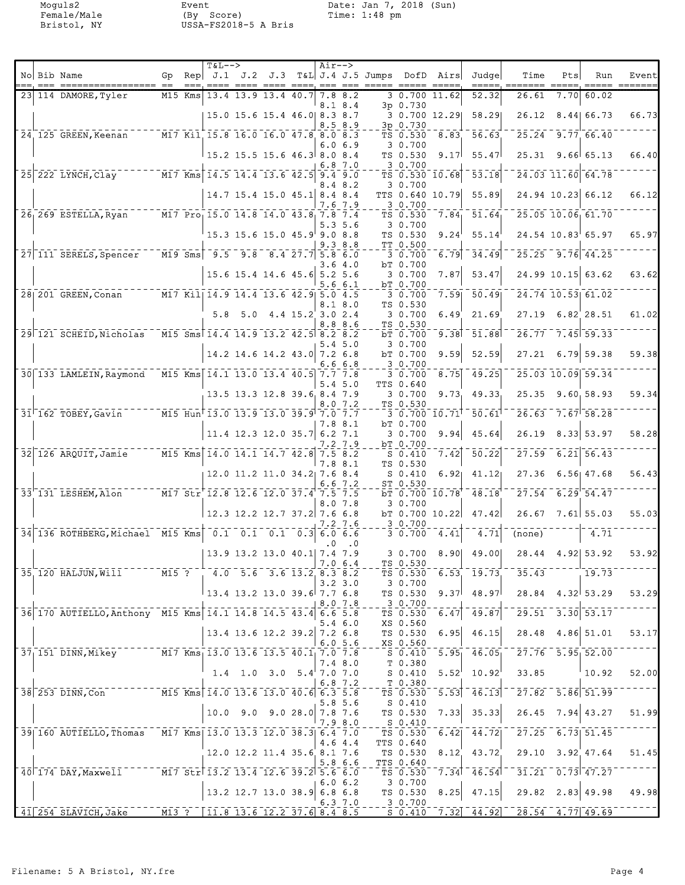Moguls2
Female/Male
Bristol, NY

Event
(By Score)
USSA-FS2018-5 A Bris

Date: Jan 7, 2018 (Sun)
Time: 1:48 pm

| No | Bib | Name | Gp | Rep | J.1 | J.2 | J.3 | T&L | J.4 | J.5 | Jumps | DofD | Airs | Judge | Time | Pts | Run | Event |
|---|---|---|---|---|---|---|---|---|---|---|---|---|---|---|---|---|---|---|
| 23 | 114 | DAMORE,Tyler | M15 | Kms | 13.4 | 13.9 | 13.4 | 40.7 | 7.8 | 8.2 | 3 | 0.700 | 11.62 | 52.32 | 26.61 | 7.70 | 60.02 | |
| | | | | | | | | | 8.1 | 8.4 | 3p | 0.730 | | | | | | |
| | | | | | 15.0 | 15.6 | 15.4 | 46.0 | 8.3 | 8.7 | 3 | 0.700 | 12.29 | 58.29 | 26.12 | 8.44 | 66.73 | 66.73 |
| | | | | | | | | | 8.5 | 8.9 | 3p | 0.730 | | | | | | |
| 24 | 125 | GREEN,Keenan | M17 | Kil | 15.8 | 16.0 | 16.0 | 47.8 | 8.0 | 8.3 | TS | 0.530 | 8.83 | 56.63 | 25.24 | 9.77 | 66.40 | |
| | | | | | | | | | 6.0 | 6.9 | 3 | 0.700 | | | | | | |
| | | | | | 15.2 | 15.5 | 15.6 | 46.3 | 8.0 | 8.4 | TS | 0.530 | 9.17 | 55.47 | 25.31 | 9.66 | 65.13 | 66.40 |
| | | | | | | | | | 6.8 | 7.0 | 3 | 0.700 | | | | | | |
| 25 | 222 | LYNCH,Clay | M17 | Kms | 14.5 | 14.4 | 13.6 | 42.5 | 9.4 | 9.0 | TS | 0.530 | 10.68 | 53.18 | 24.03 | 11.60 | 64.78 | |
| | | | | | | | | | 8.4 | 8.2 | 3 | 0.700 | | | | | | |
| | | | | | 14.7 | 15.4 | 15.0 | 45.1 | 8.4 | 8.4 | TTS | 0.640 | 10.79 | 55.89 | 24.94 | 10.23 | 66.12 | 66.12 |
| | | | | | | | | | 7.6 | 7.9 | 3 | 0.700 | | | | | | |
| 26 | 269 | ESTELLA,Ryan | M17 | Pro | 15.0 | 14.8 | 14.0 | 43.8 | 7.8 | 7.4 | TS | 0.530 | 7.84 | 51.64 | 25.05 | 10.06 | 61.70 | |
| | | | | | | | | | 5.3 | 5.6 | 3 | 0.700 | | | | | | |
| | | | | | 15.3 | 15.6 | 15.0 | 45.9 | 9.0 | 8.8 | TS | 0.530 | 9.24 | 55.14 | 24.54 | 10.83 | 65.97 | 65.97 |
| | | | | | | | | | 9.3 | 8.8 | TT | 0.500 | | | | | | |
| 27 | 111 | SERELS,Spencer | M19 | Sms | 9.5 | 9.8 | 8.4 | 27.7 | 5.8 | 6.0 | 3 | 0.700 | 6.79 | 34.49 | 25.25 | 9.76 | 44.25 | |
| | | | | | | | | | 3.6 | 4.0 | bT | 0.700 | | | | | | |
| | | | | | 15.6 | 15.4 | 14.6 | 45.6 | 5.2 | 5.6 | 3 | 0.700 | 7.87 | 53.47 | 24.99 | 10.15 | 63.62 | 63.62 |
| | | | | | | | | | 5.6 | 6.1 | bT | 0.700 | | | | | | |
| 28 | 201 | GREEN,Conan | M17 | Kil | 14.9 | 14.4 | 13.6 | 42.9 | 5.0 | 4.5 | 3 | 0.700 | 7.59 | 50.49 | 24.74 | 10.53 | 61.02 | |
| | | | | | | | | | 8.1 | 8.0 | TS | 0.530 | | | | | | |
| | | | | | 5.8 | 5.0 | 4.4 | 15.2 | 3.0 | 2.4 | 3 | 0.700 | 6.49 | 21.69 | 27.19 | 6.82 | 28.51 | 61.02 |
| | | | | | | | | | 8.8 | 8.6 | TS | 0.530 | | | | | | |
| 29 | 121 | SCHEID,Nicholas | M15 | Sms | 14.4 | 14.9 | 13.2 | 42.5 | 8.2 | 8.2 | bT | 0.700 | 9.38 | 51.88 | 26.77 | 7.45 | 59.33 | |
| | | | | | | | | | 5.4 | 5.0 | 3 | 0.700 | | | | | | |
| | | | | | 14.2 | 14.6 | 14.2 | 43.0 | 7.2 | 6.8 | bT | 0.700 | 9.59 | 52.59 | 27.21 | 6.79 | 59.38 | 59.38 |
| | | | | | | | | | 6.6 | 6.8 | 3 | 0.700 | | | | | | |
| 30 | 133 | LAMLEIN,Raymond | M15 | Kms | 14.1 | 13.0 | 13.4 | 40.5 | 7.7 | 7.8 | 3 | 0.700 | 8.75 | 49.25 | 25.03 | 10.09 | 59.34 | |
| | | | | | | | | | 5.4 | 5.0 | TTS | 0.640 | | | | | | |
| | | | | | 13.5 | 13.3 | 12.8 | 39.6 | 8.4 | 7.9 | 3 | 0.700 | 9.73 | 49.33 | 25.35 | 9.60 | 58.93 | 59.34 |
| | | | | | | | | | 8.0 | 7.2 | TS | 0.530 | | | | | | |
| 31 | 162 | TOBEY,Gavin | M15 | Hun | 13.0 | 13.9 | 13.0 | 39.9 | 7.0 | 7.7 | 3 | 0.700 | 10.71 | 50.61 | 26.63 | 7.67 | 58.28 | |
| | | | | | | | | | 7.8 | 8.1 | bT | 0.700 | | | | | | |
| | | | | | 11.4 | 12.3 | 12.0 | 35.7 | 6.2 | 7.1 | 3 | 0.700 | 9.94 | 45.64 | 26.19 | 8.33 | 53.97 | 58.28 |
| | | | | | | | | | 7.2 | 7.9 | bT | 0.700 | | | | | | |
| 32 | 126 | ARQUIT,Jamie | M15 | Kms | 14.0 | 14.1 | 14.7 | 42.8 | 7.5 | 8.2 | S | 0.410 | 7.42 | 50.22 | 27.59 | 6.21 | 56.43 | |
| | | | | | | | | | 7.8 | 8.1 | TS | 0.530 | | | | | | |
| | | | | | 12.0 | 11.2 | 11.0 | 34.2 | 7.6 | 8.4 | S | 0.410 | 6.92 | 41.12 | 27.36 | 6.56 | 47.68 | 56.43 |
| | | | | | | | | | 6.6 | 7.2 | ST | 0.530 | | | | | | |
| 33 | 131 | LESHEM,Alon | M17 | Str | 12.8 | 12.6 | 12.0 | 37.4 | 7.5 | 7.5 | bT | 0.700 | 10.78 | 48.18 | 27.54 | 6.29 | 54.47 | |
| | | | | | | | | | 8.0 | 7.8 | 3 | 0.700 | | | | | | |
| | | | | | 12.3 | 12.2 | 12.7 | 37.2 | 7.6 | 6.8 | bT | 0.700 | 10.22 | 47.42 | 26.67 | 7.61 | 55.03 | 55.03 |
| | | | | | | | | | 7.2 | 7.6 | 3 | 0.700 | | | | | | |
| 34 | 136 | ROTHBERG,Michael | M15 | Kms | 0.1 | 0.1 | 0.1 | 0.3 | 6.0 | 6.6 | 3 | 0.700 | 4.41 | 4.71 | (none) | | 4.71 | |
| | | | | | | | | | .0 | .0 | | | | | | | | |
| | | | | | 13.9 | 13.2 | 13.0 | 40.1 | 7.4 | 7.9 | 3 | 0.700 | 8.90 | 49.00 | 28.44 | 4.92 | 53.92 | 53.92 |
| | | | | | | | | | 7.0 | 6.4 | TS | 0.530 | | | | | | |
| 35 | 120 | HALJUN,Will | M15 | ? | 4.0 | 5.6 | 3.6 | 13.2 | 8.3 | 8.2 | TS | 0.530 | 6.53 | 19.73 | 35.43 | | 19.73 | |
| | | | | | | | | | 3.2 | 3.0 | 3 | 0.700 | | | | | | |
| | | | | | 13.4 | 13.2 | 13.0 | 39.6 | 7.7 | 6.8 | TS | 0.530 | 9.37 | 48.97 | 28.84 | 4.32 | 53.29 | 53.29 |
| | | | | | | | | | 8.0 | 7.8 | 3 | 0.700 | | | | | | |
| 36 | 170 | AUTIELLO,Anthony | M15 | Kms | 14.1 | 14.8 | 14.5 | 43.4 | 6.6 | 5.8 | TS | 0.530 | 6.47 | 49.87 | 29.51 | 3.30 | 53.17 | |
| | | | | | | | | | 5.4 | 6.0 | XS | 0.560 | | | | | | |
| | | | | | 13.4 | 13.6 | 12.2 | 39.2 | 7.2 | 6.8 | TS | 0.530 | 6.95 | 46.15 | 28.48 | 4.86 | 51.01 | 53.17 |
| | | | | | | | | | 6.0 | 5.6 | XS | 0.560 | | | | | | |
| 37 | 151 | DINN,Mikey | M17 | Kms | 13.0 | 13.6 | 13.5 | 40.1 | 7.0 | 7.8 | S | 0.410 | 5.95 | 46.05 | 27.76 | 5.95 | 52.00 | |
| | | | | | | | | | 7.4 | 8.0 | T | 0.380 | | | | | | |
| | | | | | 1.4 | 1.0 | 3.0 | 5.4 | 7.0 | 7.0 | S | 0.410 | 5.52 | 10.92 | 33.85 | | 10.92 | 52.00 |
| | | | | | | | | | 6.8 | 7.2 | T | 0.380 | | | | | | |
| 38 | 253 | DINN,Con | M15 | Kms | 14.0 | 13.6 | 13.0 | 40.6 | 6.3 | 5.8 | TS | 0.530 | 5.53 | 46.13 | 27.82 | 5.86 | 51.99 | |
| | | | | | | | | | 5.8 | 5.6 | S | 0.410 | | | | | | |
| | | | | | 10.0 | 9.0 | 9.0 | 28.0 | 7.8 | 7.6 | TS | 0.530 | 7.33 | 35.33 | 26.45 | 7.94 | 43.27 | 51.99 |
| | | | | | | | | | 7.9 | 8.0 | S | 0.410 | | | | | | |
| 39 | 160 | AUTIELLO,Thomas | M17 | Kms | 13.0 | 13.3 | 12.0 | 38.3 | 6.4 | 7.0 | TS | 0.530 | 6.42 | 44.72 | 27.25 | 6.73 | 51.45 | |
| | | | | | | | | | 4.6 | 4.4 | TTS | 0.640 | | | | | | |
| | | | | | 12.0 | 12.2 | 11.4 | 35.6 | 8.1 | 7.6 | TS | 0.530 | 8.12 | 43.72 | 29.10 | 3.92 | 47.64 | 51.45 |
| | | | | | | | | | 5.8 | 6.6 | TTS | 0.640 | | | | | | |
| 40 | 174 | DAY,Maxwell | M17 | Str | 13.2 | 13.4 | 12.6 | 39.2 | 5.6 | 6.0 | TS | 0.530 | 7.34 | 46.54 | 31.21 | 0.73 | 47.27 | |
| | | | | | | | | | 6.0 | 6.2 | 3 | 0.700 | | | | | | |
| | | | | | 13.2 | 12.7 | 13.0 | 38.9 | 6.8 | 6.8 | TS | 0.530 | 8.25 | 47.15 | 29.82 | 2.83 | 49.98 | 49.98 |
| | | | | | | | | | 6.3 | 7.0 | 3 | 0.700 | | | | | | |
| 41 | 254 | SLAVICH,Jake | M13 | ? | 11.8 | 13.6 | 12.2 | 37.6 | 8.4 | 8.5 | S | 0.410 | 7.32 | 44.92 | 28.54 | 4.77 | 49.69 | |

Filename: 5 A Bristol, NY.fre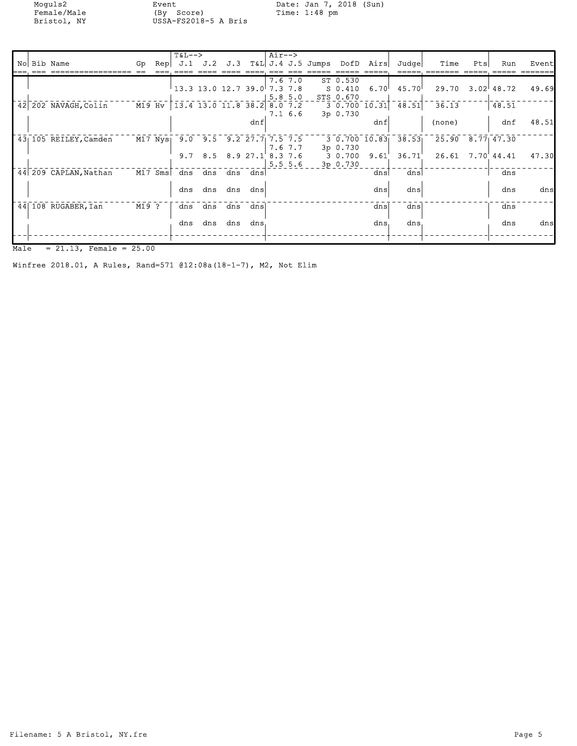Moguls2
Female/Male
Bristol, NY

Event
(By Score)
USSA-FS2018-5 A Bris

Date: Jan 7, 2018 (Sun)
Time: 1:48 pm

| No | Bib | Name | Gp | Rep | T&L--> J.1 | J.2 | J.3 | T&L | Air--> J.4 | J.5 | Jumps | DofD | Airs | Judge | Time | Pts | Run | Event |
|---|---|---|---|---|---|---|---|---|---|---|---|---|---|---|---|---|---|---|
| | | | | | | | | | 7.6 | 7.0 | ST | 0.530 | | | | | | |
| | | | | | 13.3 | 13.0 | 12.7 | 39.0 | 7.3 | 7.8 | S | 0.410 | 6.70 | 45.70 | 29.70 | 3.02 | 48.72 | 49.69 |
| | | | | | | | | | 5.8 | 5.0 | STS | 0.670 | | | | | | |
| 42 | 202 | NAVAGH,Colin | M19 | Hv | 13.4 | 13.0 | 11.8 | 38.2 | 8.0 | 7.2 | 3 | 0.700 | 10.31 | 48.51 | 36.13 | | 48.51 | |
| | | | | | | | | | 7.1 | 6.6 | 3p | 0.730 | | | | | | |
| | | | | | | | | dnf | | | | | dnf | | (none) | | dnf | 48.51 |
| 43 | 105 | REILEY,Camden | M17 | Nys | 9.0 | 9.5 | 9.2 | 27.7 | 7.5 | 7.5 | 3 | 0.700 | 10.83 | 38.53 | 25.90 | 8.77 | 47.30 | |
| | | | | | | | | | 7.6 | 7.7 | 3p | 0.730 | | | | | | |
| | | | | | 9.7 | 8.5 | 8.9 | 27.1 | 8.3 | 7.6 | 3 | 0.700 | 9.61 | 36.71 | 26.61 | 7.70 | 44.41 | 47.30 |
| | | | | | | | | | 5.5 | 5.6 | 3p | 0.730 | | | | | | |
| 44 | 209 | CAPLAN,Nathan | M17 | Sms | dns | dns | dns | dns | | | | | dns | dns | | | dns | |
| | | | | | dns | dns | dns | dns | | | | | dns | dns | | | dns | dns |
| 44 | 108 | RUGABER,Ian | M19 | ? | dns | dns | dns | dns | | | | | dns | dns | | | dns | |
| | | | | | dns | dns | dns | dns | | | | | dns | dns | | | dns | dns |

Male = 21.13, Female = 25.00

Winfree 2018.01, A Rules, Rand=571 @12:08a(18-1-7), M2, Not Elim

Filename: 5 A Bristol, NY.fre